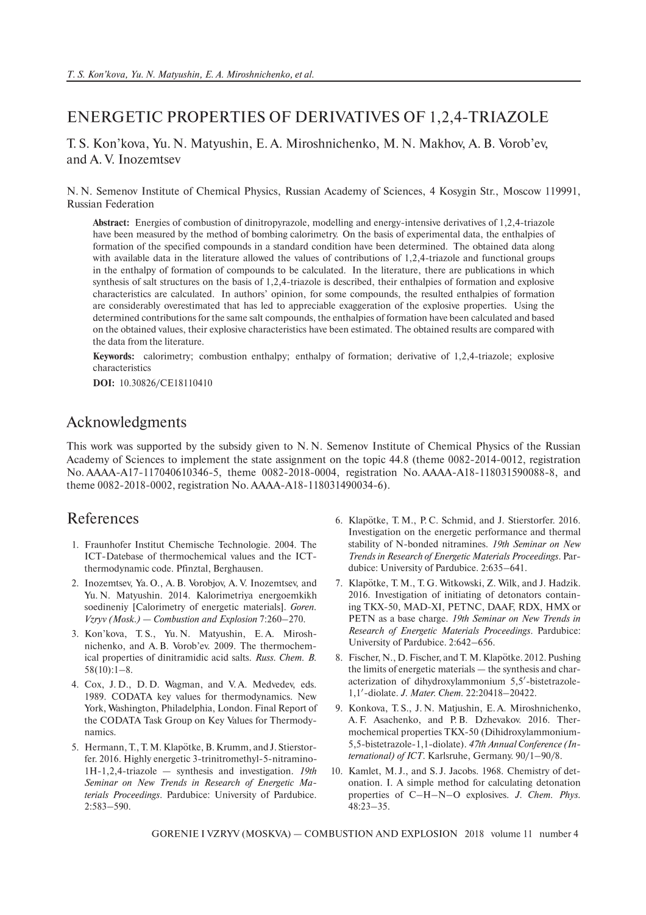# ENERGETIC PROPERTIES OF DERIVATIVES OF 1,2,4-TRIAZOLE

T. S. Kon'kova, Yu. N. Matyushin, E. A. Miroshnichenko, M. N. Makhov, A. B. Vorob'ev, and A. V. Inozemtsev

N. N. Semenov Institute of Chemical Physics, Russian Academy of Sciences, 4 Kosygin Str., Moscow 119991, Russian Federation

**Abstract:** Energies of combustion of dinitropyrazole, modelling and energy-intensive derivatives of 1,2,4-triazole have been measured by the method of bombing calorimetry. On the basis of experimental data, the enthalpies of formation of the specified compounds in a standard condition have been determined. The obtained data along with available data in the literature allowed the values of contributions of 1,2,4-triazole and functional groups in the enthalpy of formation of compounds to be calculated. In the literature, there are publications in which synthesis of salt structures on the basis of 1,2,4-triazole is described, their enthalpies of formation and explosive characteristics are calculated. In authors' opinion, for some compounds, the resulted enthalpies of formation are considerably overestimated that has led to appreciable exaggeration of the explosive properties. Using the determined contributions for the same salt compounds, the enthalpies of formation have been calculated and based on the obtained values, their explosive characteristics have been estimated. The obtained results are compared with the data from the literature.

**Keywords:** calorimetry; combustion enthalpy; enthalpy of formation; derivative of 1,2,4-triazole; explosive characteristics

**DOI:** 10.30826/CE18110410

## Acknowledgments

This work was supported by the subsidy given to N. N. Semenov Institute of Chemical Physics of the Russian Academy of Sciences to implement the state assignment on the topic 44.8 (theme 0082-2014-0012, registration No. AAAA-A17-117040610346-5, theme 0082-2018-0004, registration No. AAAA-A18-118031590088-8, and theme 0082-2018-0002, registration No. AAAA-A18-118031490034-6).

## References

1. Fraunhofer Institut Chemische Technologie. 2004. The ICT-Datebase of thermochemical values and the ICT-thermodynamic code. Pfinztal, Berghausen.
2. Inozemtsev, Ya. O., A. B. Vorobjov, A. V. Inozemtsev, and Yu. N. Matyushin. 2014. Kalorimetriya energoemkikh soedineniy [Calorimetry of energetic materials]. *Goren. Vzryv (Mosk.) — Combustion and Explosion* 7:260–270.
3. Kon'kova, T. S., Yu. N. Matyushin, E. A. Miroshnichenko, and A. B. Vorob'ev. 2009. The thermochemical properties of dinitramidic acid salts. *Russ. Chem. B.* 58(10):1–8.
4. Cox, J. D., D. D. Wagman, and V. A. Medvedev, eds. 1989. CODATA key values for thermodynamics. New York, Washington, Philadelphia, London. Final Report of the CODATA Task Group on Key Values for Thermodynamics.
5. Hermann, T., T. M. Klapötke, B. Krumm, and J. Stierstorfer. 2016. Highly energetic 3-trinitromethyl-5-nitramino-1H-1,2,4-triazole — synthesis and investigation. *19th Seminar on New Trends in Research of Energetic Materials Proceedings*. Pardubice: University of Pardubice. 2:583–590.
6. Klapötke, T. M., P. C. Schmid, and J. Stierstorfer. 2016. Investigation on the energetic performance and thermal stability of N-bonded nitramines. *19th Seminar on New Trends in Research of Energetic Materials Proceedings*. Pardubice: University of Pardubice. 2:635–641.
7. Klapötke, T. M., T. G. Witkowski, Z. Wilk, and J. Hadzik. 2016. Investigation of initiating of detonators containing TKX-50, MAD-XI, PETNC, DAAF, RDX, HMX or PETN as a base charge. *19th Seminar on New Trends in Research of Energetic Materials Proceedings*. Pardubice: University of Pardubice. 2:642–656.
8. Fischer, N., D. Fischer, and T. M. Klapötke. 2012. Pushing the limits of energetic materials — the synthesis and characterization of dihydroxylammonium 5,5′-bistetrazole-1,1′-diolate. *J. Mater. Chem.* 22:20418–20422.
9. Konkova, T. S., J. N. Matjushin, E. A. Miroshnichenko, A. F. Asachenko, and P. B. Dzhevakov. 2016. Thermochemical properties TKX-50 (Dihidroxylammonium-5,5-bistetrazole-1,1-diolate). *47th Annual Conference (International) of ICT*. Karlsruhe, Germany. 90/1–90/8.
10. Kamlet, M. J., and S. J. Jacobs. 1968. Chemistry of detonation. I. A simple method for calculating detonation properties of C–H–N–O explosives. *J. Chem. Phys.* 48:23–35.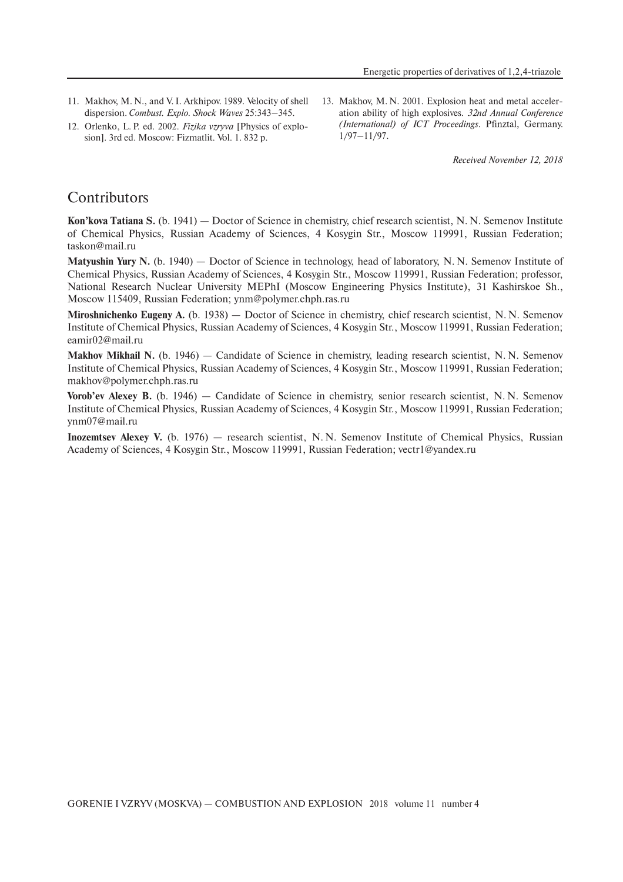11. Makhov, M. N., and V. I. Arkhipov. 1989. Velocity of shell dispersion. *Combust. Explo. Shock Waves* 25:343–345.
12. Orlenko, L. P. ed. 2002. *Fizika vzryva* [Physics of explosion]. 3rd ed. Moscow: Fizmatlit. Vol. 1. 832 p.
13. Makhov, M. N. 2001. Explosion heat and metal acceleration ability of high explosives. *32nd Annual Conference (International) of ICT Proceedings*. Pfinztal, Germany. 1/97–11/97.

*Received November 12, 2018*

## Contributors

**Kon'kova Tatiana S.** (b. 1941) — Doctor of Science in chemistry, chief research scientist, N. N. Semenov Institute of Chemical Physics, Russian Academy of Sciences, 4 Kosygin Str., Moscow 119991, Russian Federation; taskon@mail.ru

**Matyushin Yury N.** (b. 1940) — Doctor of Science in technology, head of laboratory, N. N. Semenov Institute of Chemical Physics, Russian Academy of Sciences, 4 Kosygin Str., Moscow 119991, Russian Federation; professor, National Research Nuclear University MEPhI (Moscow Engineering Physics Institute), 31 Kashirskoe Sh., Moscow 115409, Russian Federation; ynm@polymer.chph.ras.ru

**Miroshnichenko Eugeny A.** (b. 1938) — Doctor of Science in chemistry, chief research scientist, N. N. Semenov Institute of Chemical Physics, Russian Academy of Sciences, 4 Kosygin Str., Moscow 119991, Russian Federation; eamir02@mail.ru

**Makhov Mikhail N.** (b. 1946) — Candidate of Science in chemistry, leading research scientist, N. N. Semenov Institute of Chemical Physics, Russian Academy of Sciences, 4 Kosygin Str., Moscow 119991, Russian Federation; makhov@polymer.chph.ras.ru

**Vorob'ev Alexey B.** (b. 1946) — Candidate of Science in chemistry, senior research scientist, N. N. Semenov Institute of Chemical Physics, Russian Academy of Sciences, 4 Kosygin Str., Moscow 119991, Russian Federation; ynm07@mail.ru

**Inozemtsev Alexey V.** (b. 1976) — research scientist, N. N. Semenov Institute of Chemical Physics, Russian Academy of Sciences, 4 Kosygin Str., Moscow 119991, Russian Federation; vectr1@yandex.ru